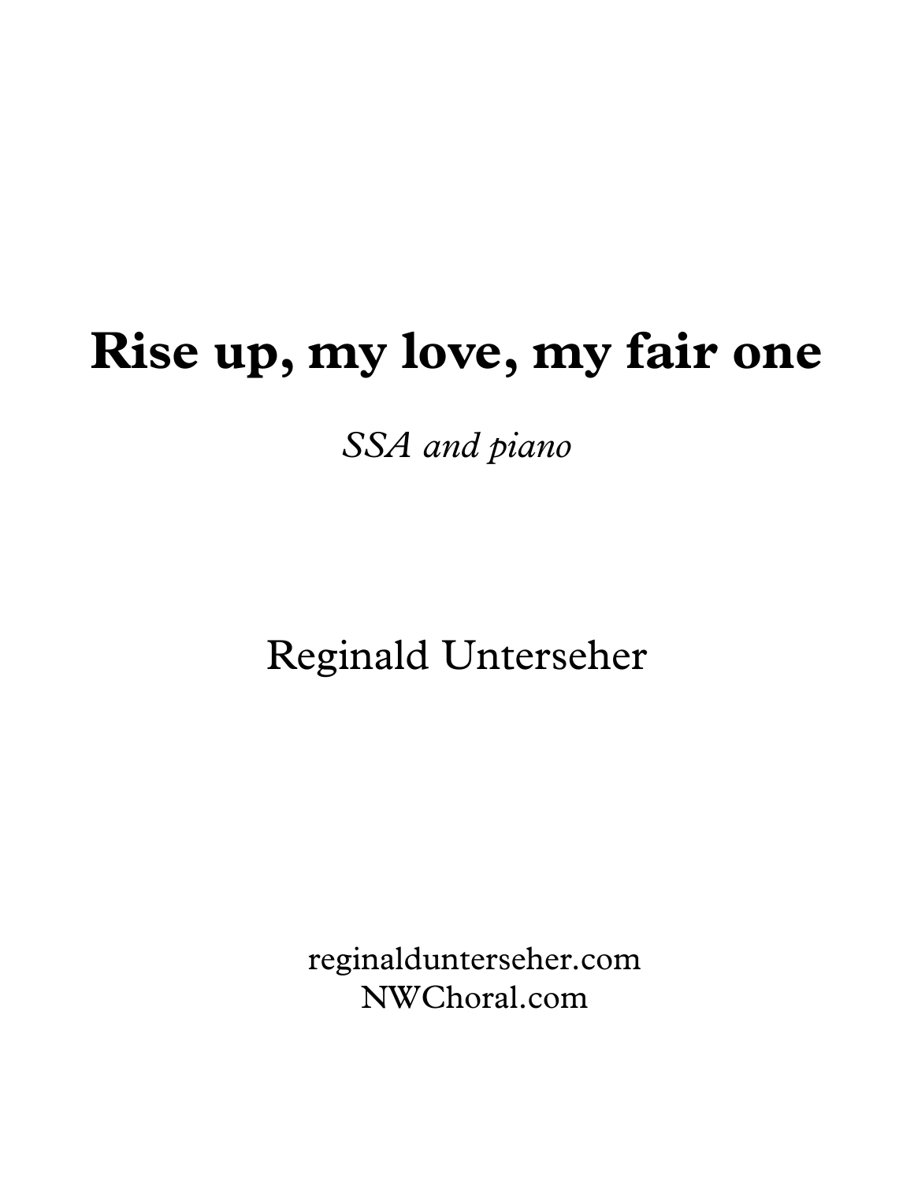# Rise up, my love, my fair one

*SSA and piano*

Reginald Unterseher

reginalddunterseher.com
NWChoral.com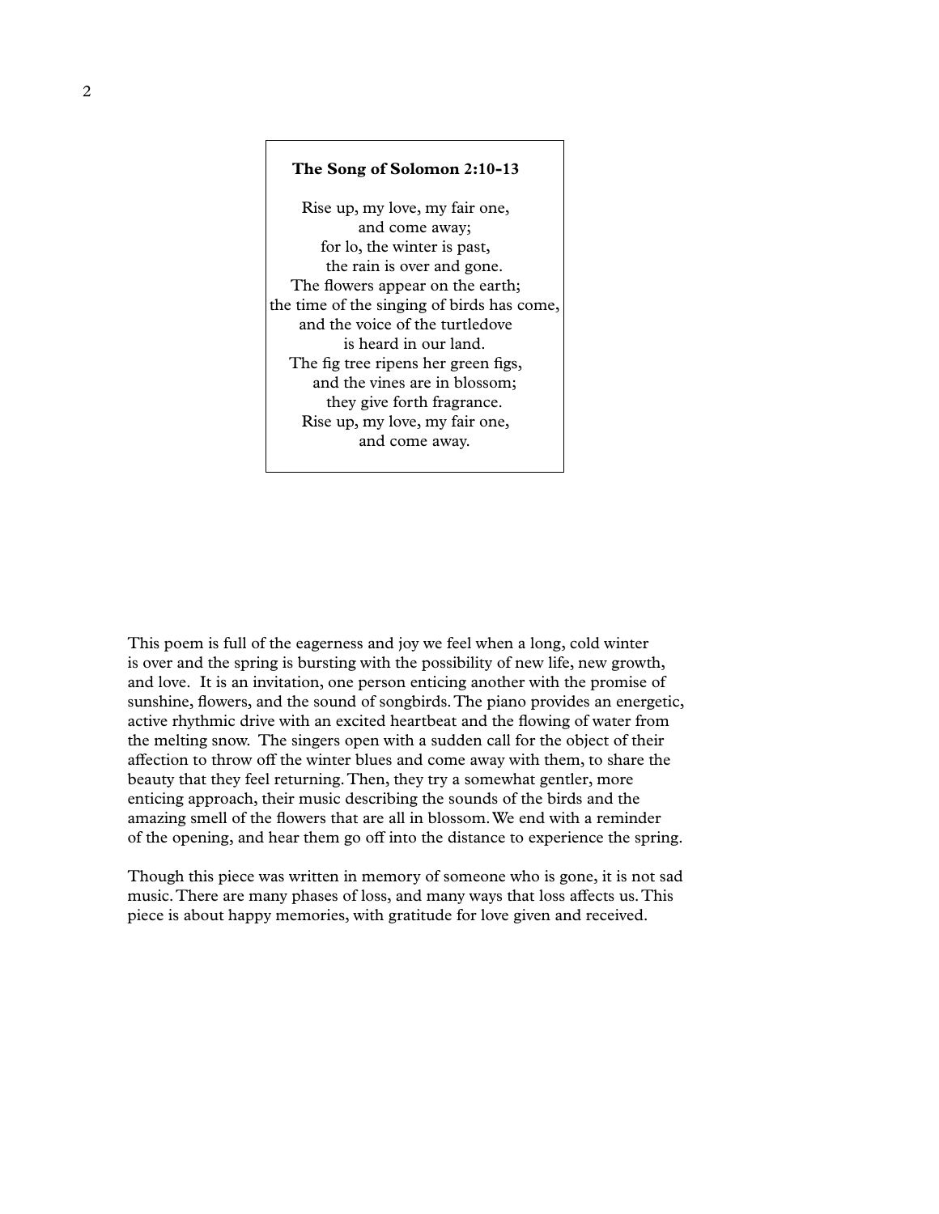**The Song of Solomon 2:10-13**

Rise up, my love, my fair one,  
and come away;  
for lo, the winter is past,  
the rain is over and gone.  
The flowers appear on the earth;  
the time of the singing of birds has come,  
and the voice of the turtledove  
is heard in our land.  
The fig tree ripens her green figs,  
and the vines are in blossom;  
they give forth fragrance.  
Rise up, my love, my fair one,  
and come away.

This poem is full of the eagerness and joy we feel when a long, cold winter is over and the spring is bursting with the possibility of new life, new growth, and love. It is an invitation, one person enticing another with the promise of sunshine, flowers, and the sound of songbirds. The piano provides an energetic, active rhythmic drive with an excited heartbeat and the flowing of water from the melting snow. The singers open with a sudden call for the object of their affection to throw off the winter blues and come away with them, to share the beauty that they feel returning. Then, they try a somewhat gentler, more enticing approach, their music describing the sounds of the birds and the amazing smell of the flowers that are all in blossom. We end with a reminder of the opening, and hear them go off into the distance to experience the spring.

Though this piece was written in memory of someone who is gone, it is not sad music. There are many phases of loss, and many ways that loss affects us. This piece is about happy memories, with gratitude for love given and received.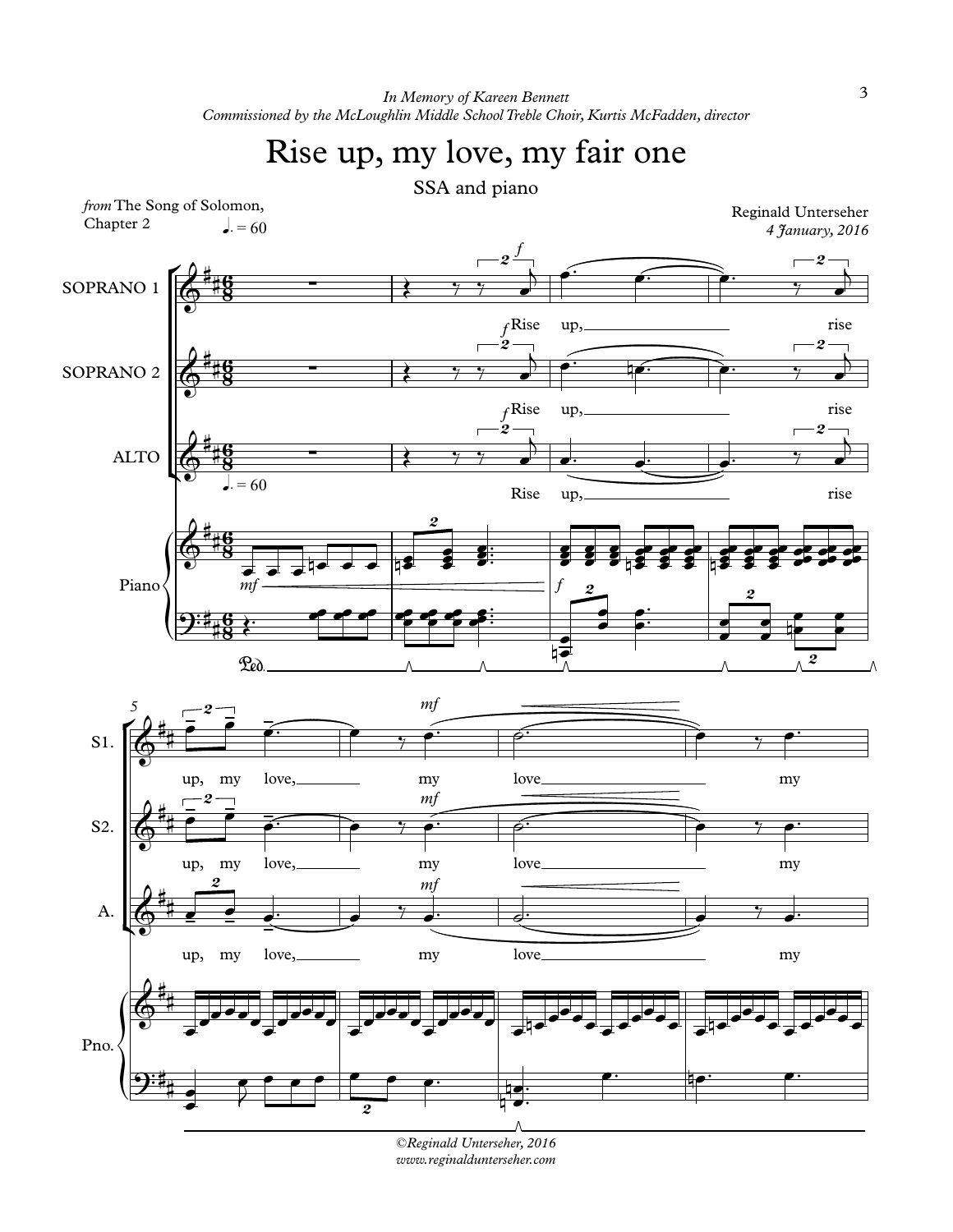*In Memory of Kareen Bennett*
*Commissioned by the McLoughlin Middle School Treble Choir, Kurtis McFadden, director*

# Rise up, my love, my fair one

SSA and piano

*from* The Song of Solomon, Chapter 2

Reginald Unterseher
*4 January, 2016*

*©Reginald Unterseher, 2016*
*www.reginaldunterseher.com*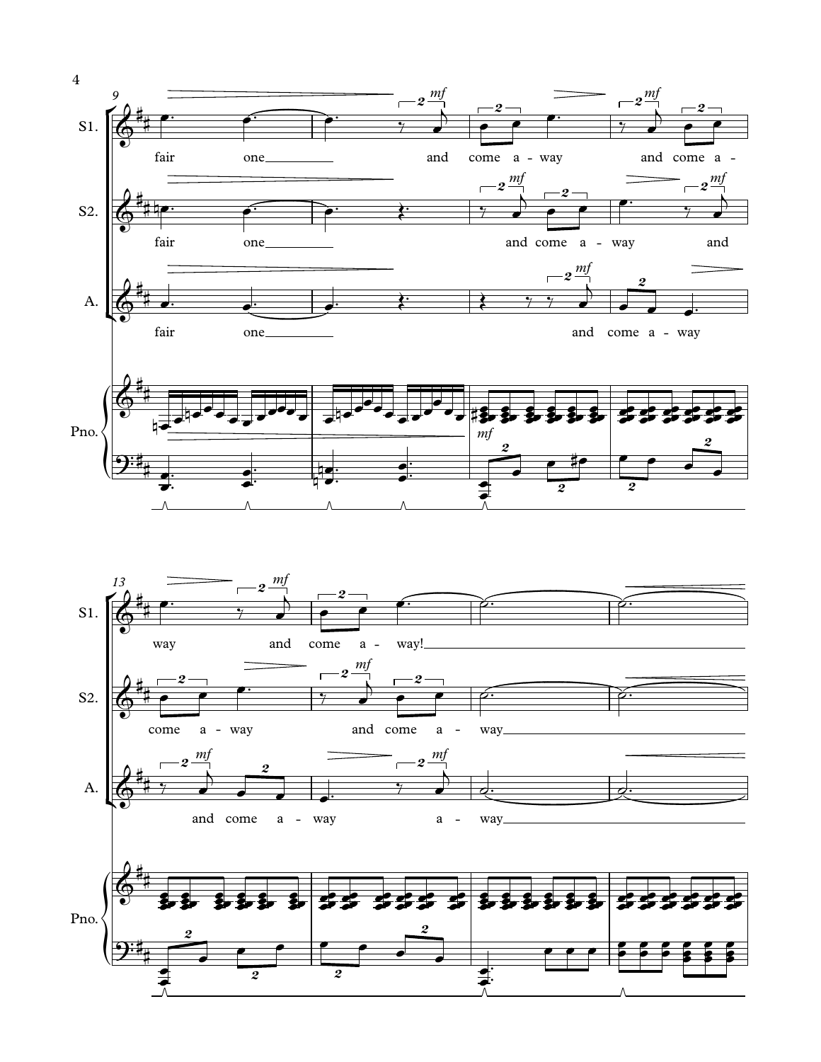S1.: fair one and come a - way and come a - way and come a - way!

S2.: fair one and come a - way and come a - way and come a - way

A.: fair one and come a - way and come a - way a - way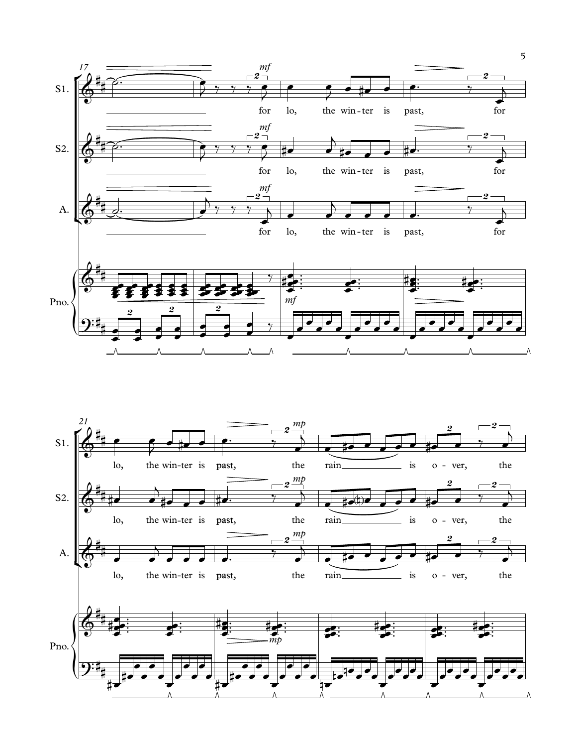S1. / S2. / A.

for lo, the win-ter is past, for

lo, the win-ter is past, the rain is o-ver, the

Pno.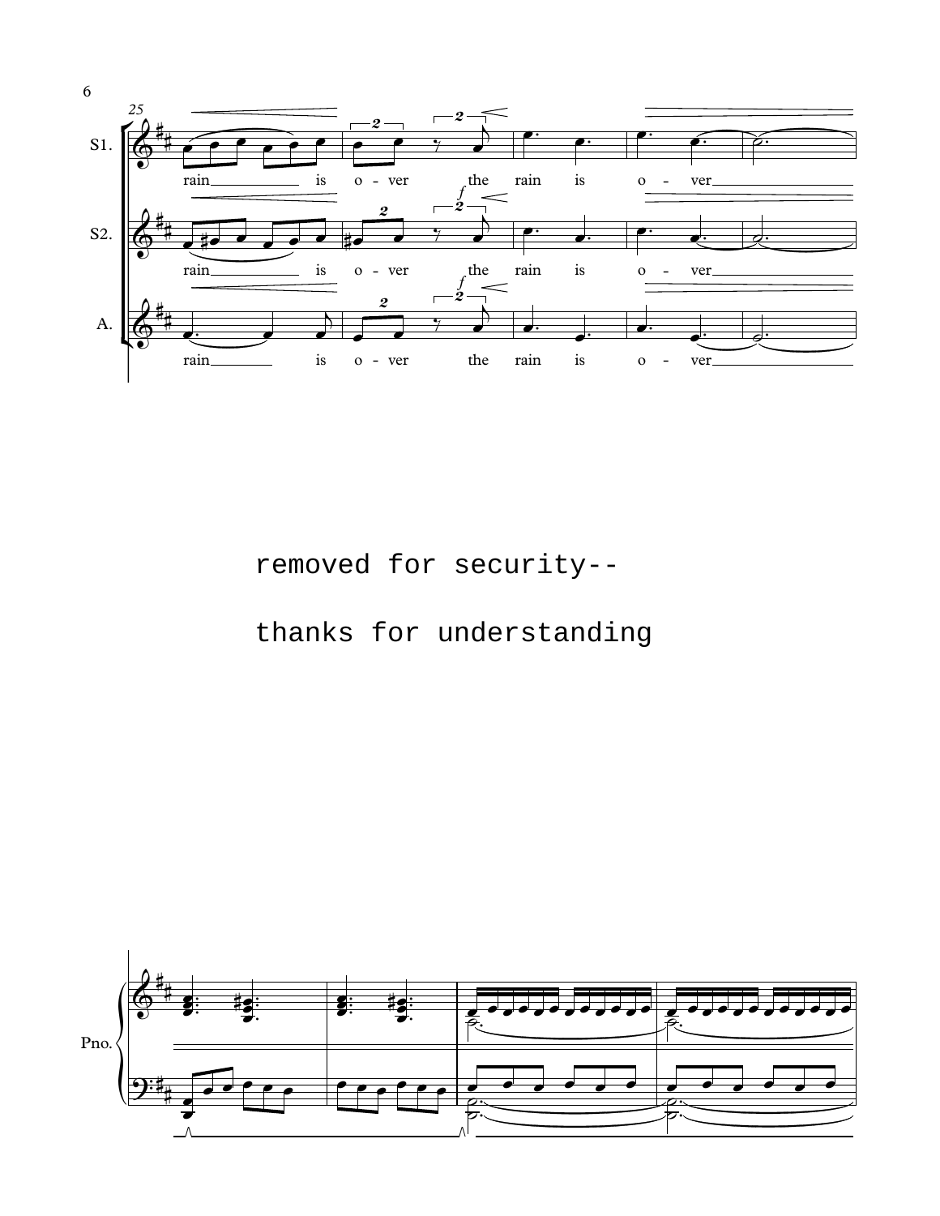removed for security--

thanks for understanding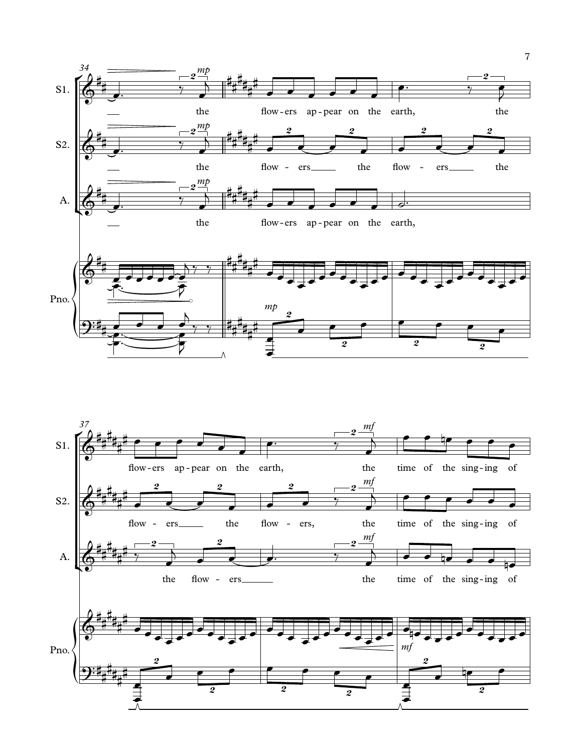S1. — the flow-ers ap-pear on the earth, the flow-ers ap-pear on the earth, the time of the sing-ing of

S2. — the flow - ers the flow - ers the flow - ers the flow - ers, the time of the sing-ing of

A. — the flow-ers ap-pear on the earth, the flow - ers the time of the sing-ing of

Pno.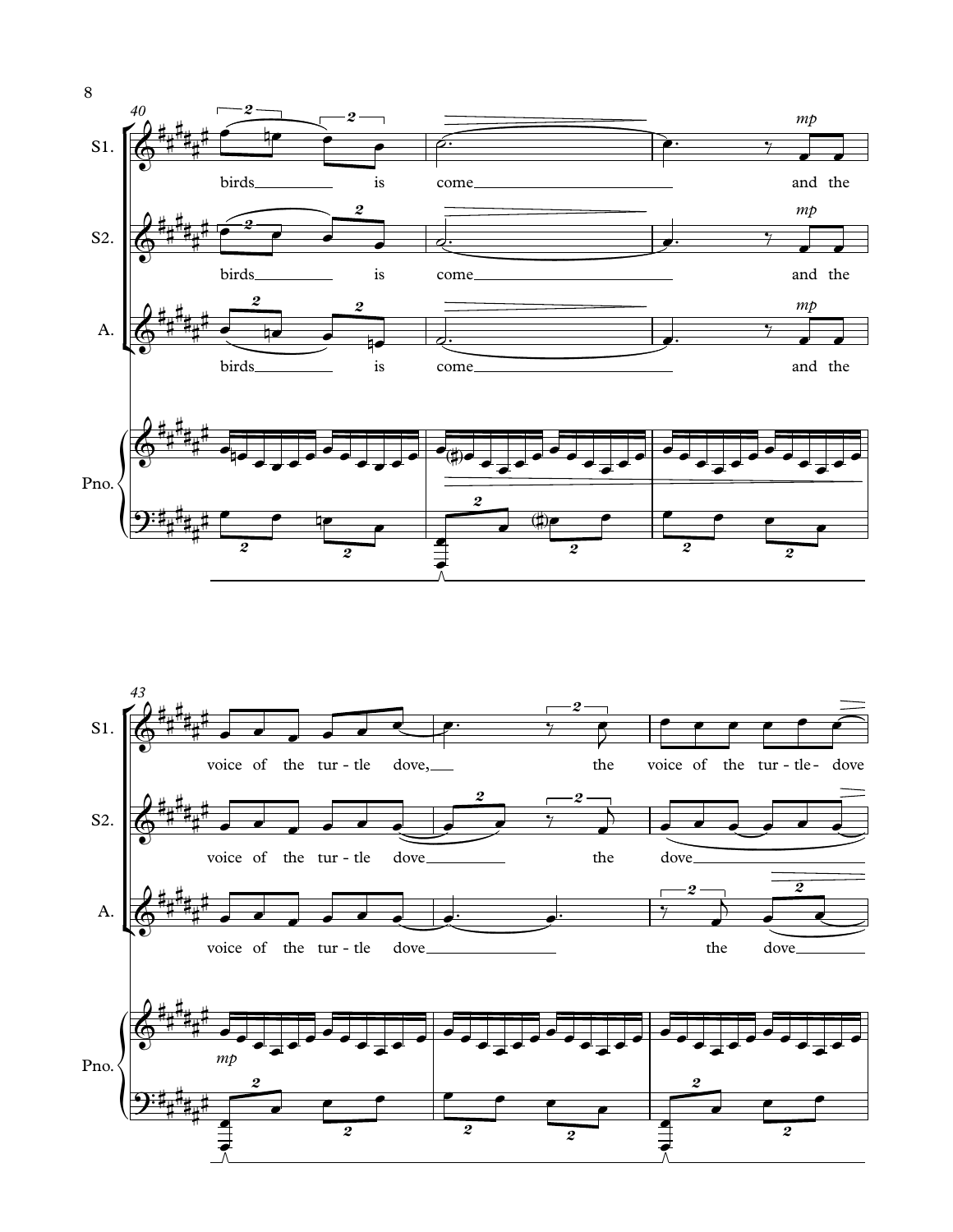S1.

birds is come and the

S2.

birds is come and the

A.

birds is come and the

Pno.

S1.

voice of the tur - tle dove, the voice of the tur - tle - dove

S2.

voice of the tur - tle dove the dove

A.

voice of the tur - tle dove the dove

Pno.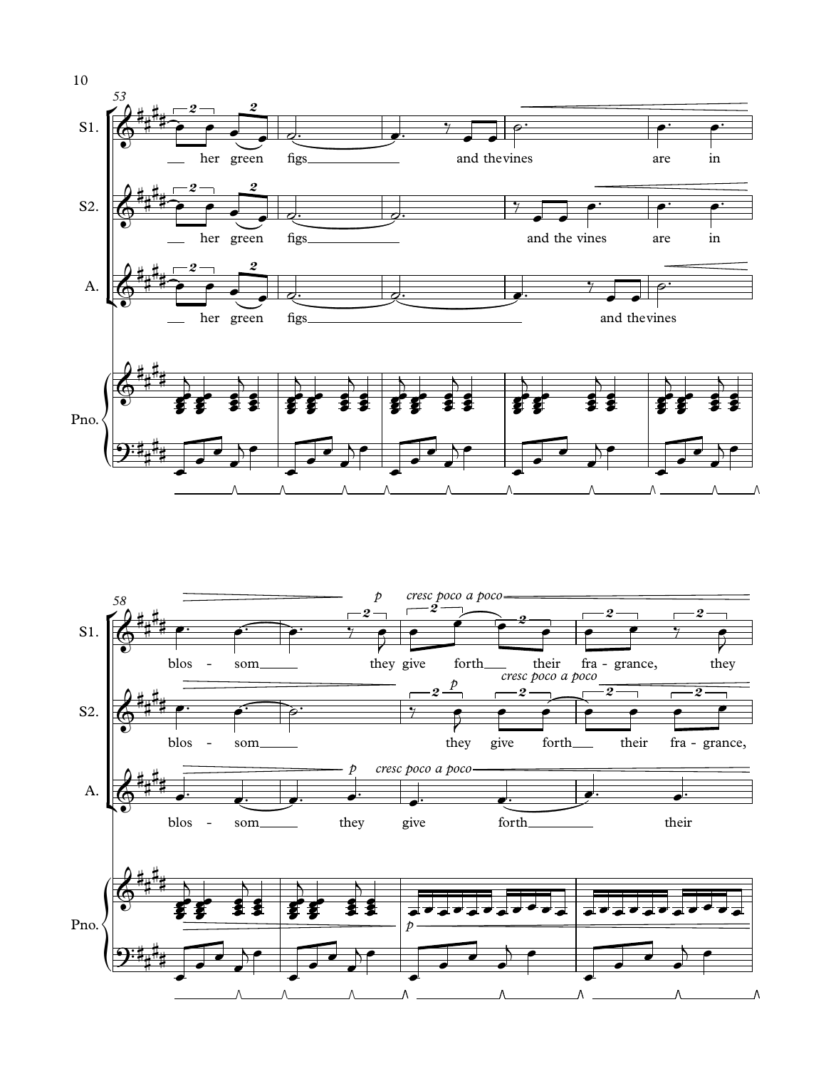53

S1.

— her green figs and the vines are in

S2.

— her green figs and the vines are in

A.

— her green figs and the vines

Pno.

58

*p* *cresc poco a poco*

S1.

blos - som they give forth their fra - grance, they

*p* *cresc poco a poco*

S2.

blos - som they give forth their fra - grance,

*p* *cresc poco a poco*

A.

blos - som they give forth their

*p*

Pno.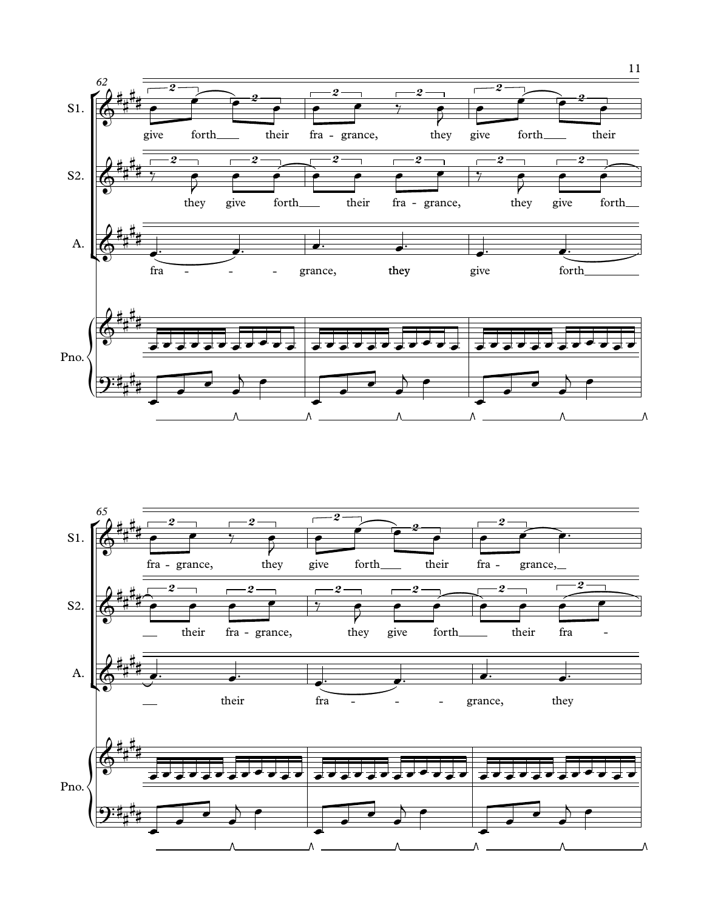62

S1.

give forth___ their fra - grance, they give forth___ their

S2.

they give forth___ their fra - grance, they give forth___

A.

fra - - - grance, they give forth___

Pno.

65

S1.

fra - grance, they give forth___ their fra - grance,_

S2.

___ their fra - grance, they give forth___ their fra -

A.

___ their fra - - - grance, they

Pno.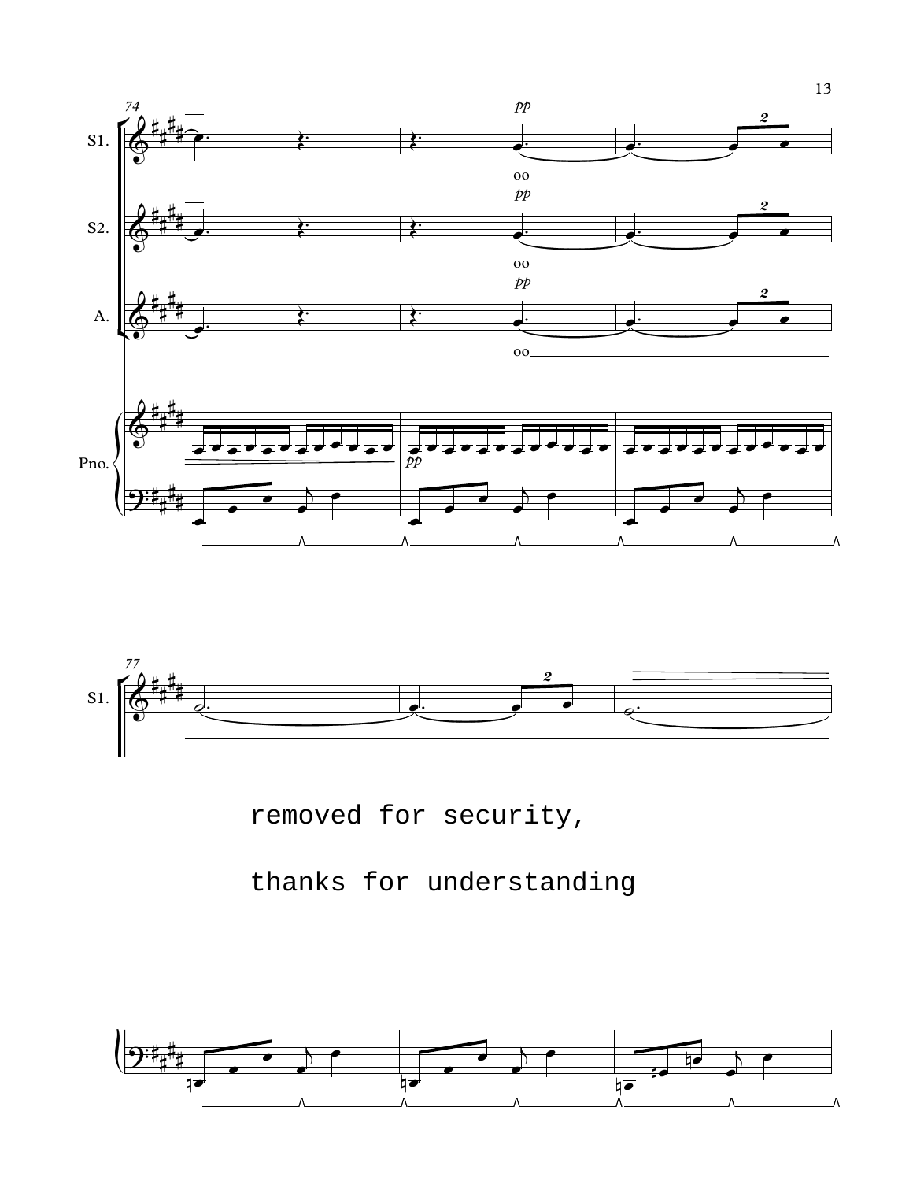removed for security,

thanks for understanding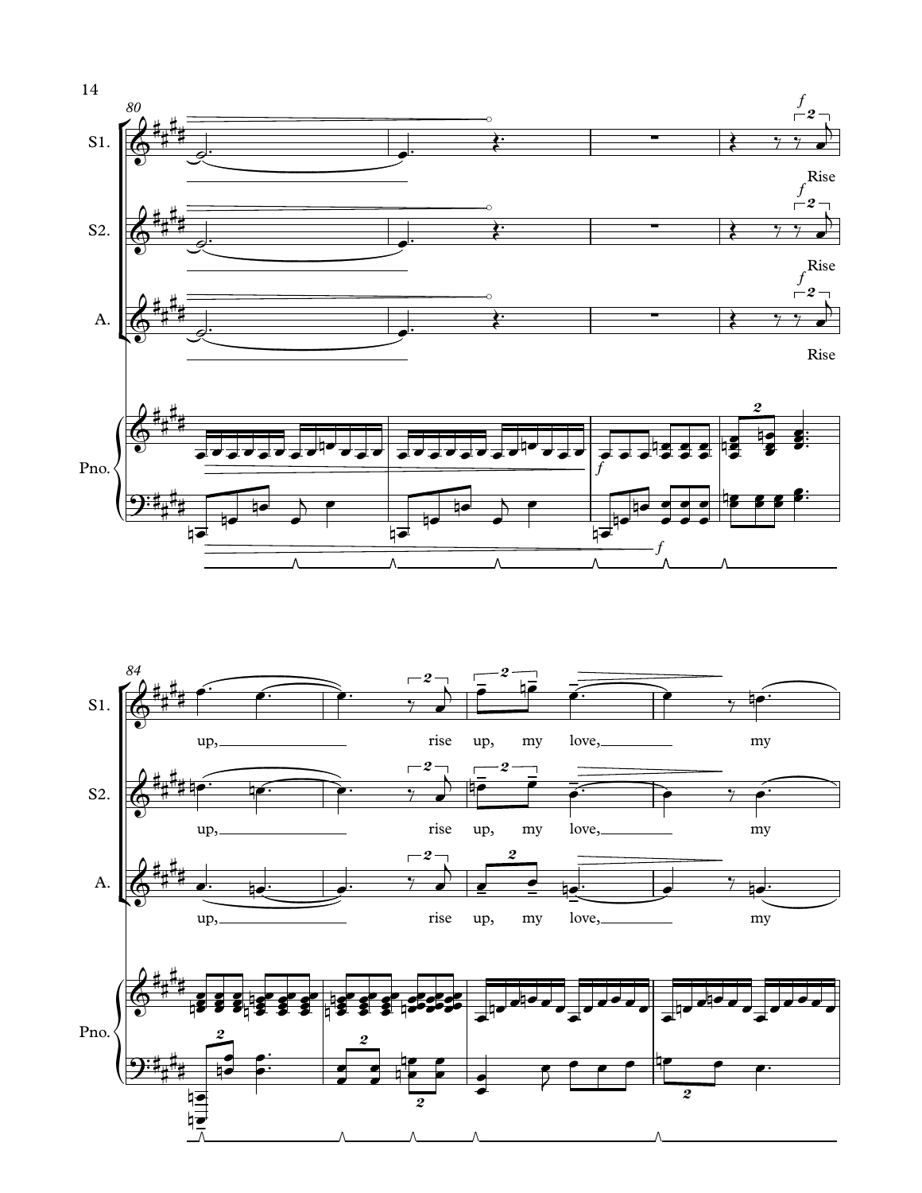S1. S2. A. — Rise

up, rise up, my love, my

Pno.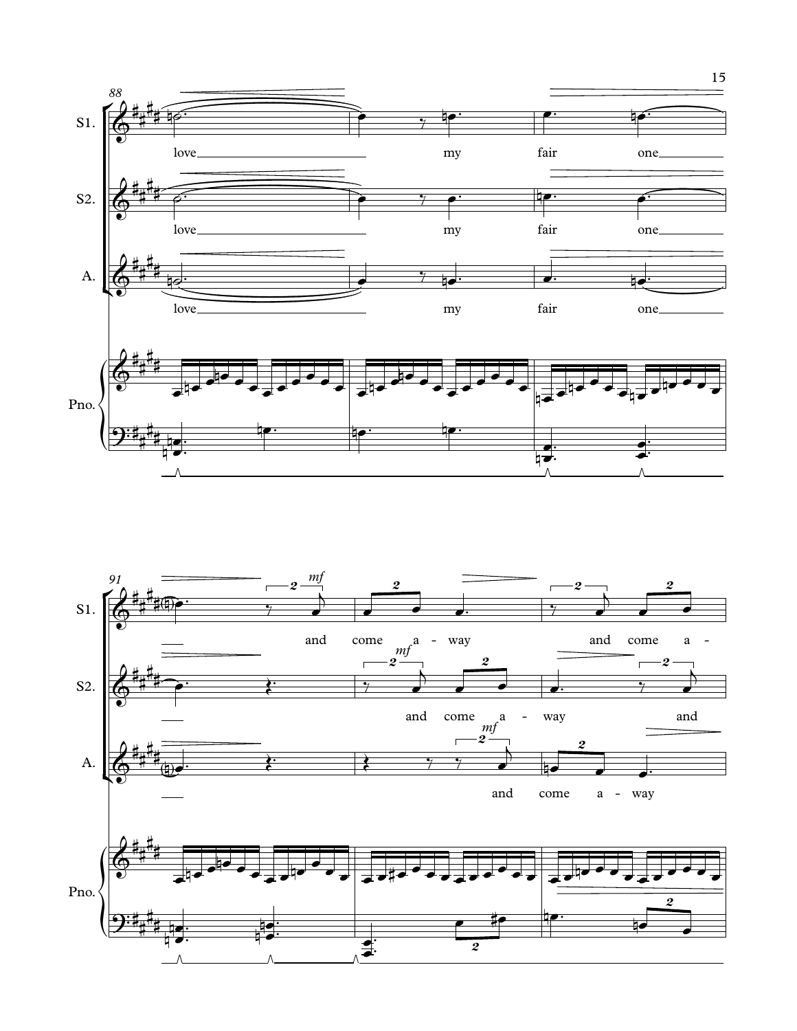S1. love my fair one

S2. love my fair one

A. love my fair one

Pno.

S1. and come a - way and come a -

S2. and come a - way and

A. and come a - way

Pno.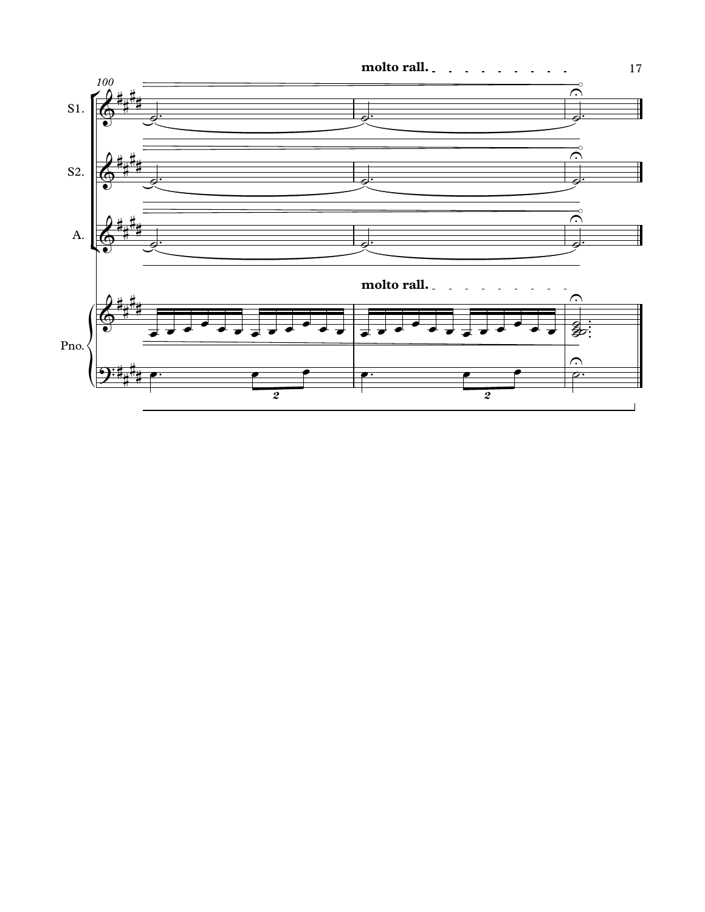molto rall.

100

S1.

S2.

A.

molto rall.

Pno.